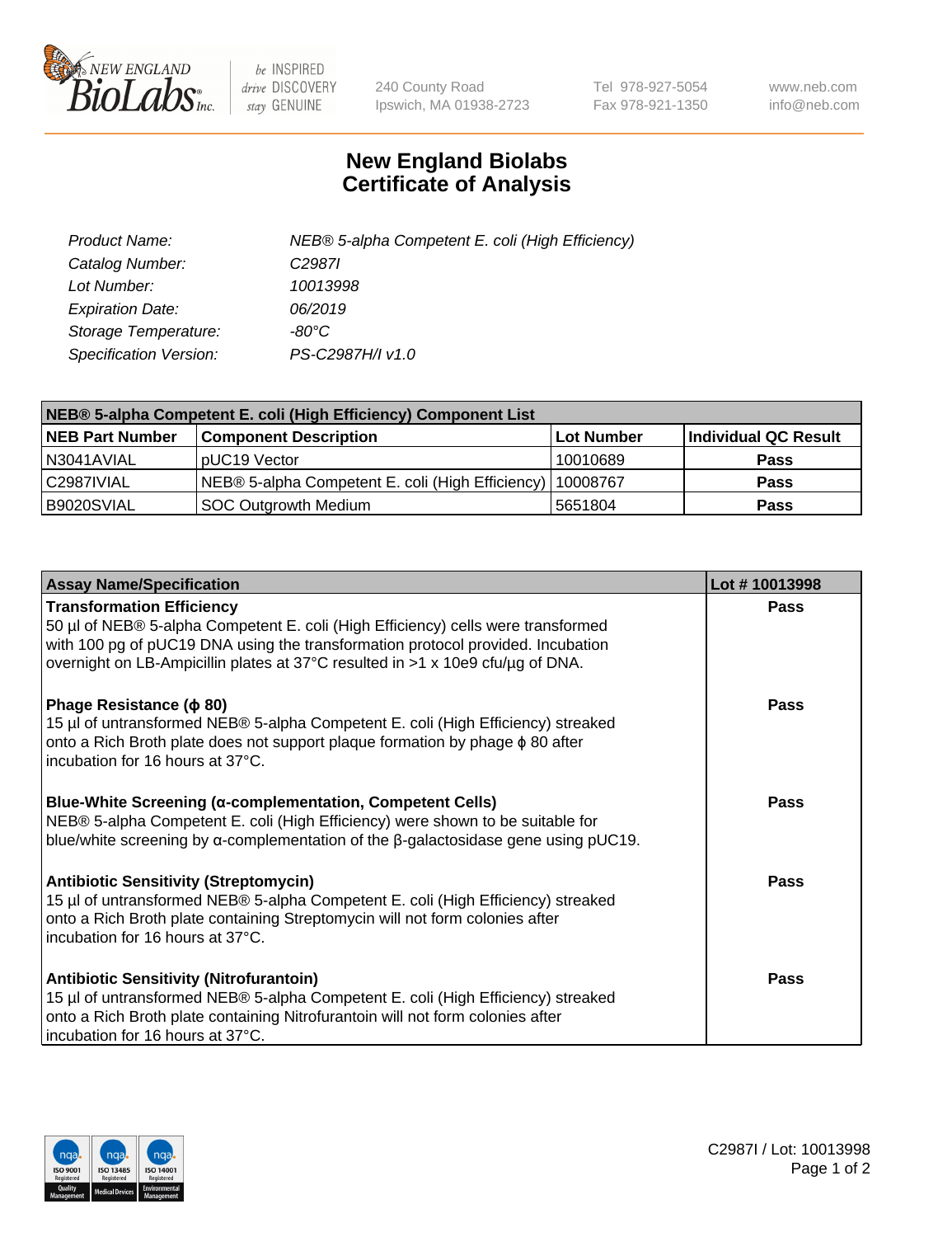NEW ENGLAND BioLabs Inc. — be INSPIRED drive DISCOVERY stay GENUINE

240 County Road
Ipswich, MA 01938-2723

Tel 978-927-5054
Fax 978-921-1350

www.neb.com
info@neb.com

# New England Biolabs Certificate of Analysis

| | |
|---|---|
| *Product Name:* | *NEB® 5-alpha Competent E. coli (High Efficiency)* |
| *Catalog Number:* | *C2987I* |
| *Lot Number:* | *10013998* |
| *Expiration Date:* | *06/2019* |
| *Storage Temperature:* | *-80°C* |
| *Specification Version:* | *PS-C2987H/I v1.0* |

| NEB® 5-alpha Competent E. coli (High Efficiency) Component List | | | |
|---|---|---|---|
| **NEB Part Number** | **Component Description** | **Lot Number** | **Individual QC Result** |
| N3041AVIAL | pUC19 Vector | 10010689 | **Pass** |
| C2987IVIAL | NEB® 5-alpha Competent E. coli (High Efficiency) | 10008767 | **Pass** |
| B9020SVIAL | SOC Outgrowth Medium | 5651804 | **Pass** |

| Assay Name/Specification | Lot # 10013998 |
|---|---|
| **Transformation Efficiency**<br>50 µl of NEB® 5-alpha Competent E. coli (High Efficiency) cells were transformed with 100 pg of pUC19 DNA using the transformation protocol provided. Incubation overnight on LB-Ampicillin plates at 37°C resulted in >1 x 10e9 cfu/µg of DNA. | **Pass** |
| **Phage Resistance (ϕ 80)**<br>15 µl of untransformed NEB® 5-alpha Competent E. coli (High Efficiency) streaked onto a Rich Broth plate does not support plaque formation by phage ϕ 80 after incubation for 16 hours at 37°C. | **Pass** |
| **Blue-White Screening (α-complementation, Competent Cells)**<br>NEB® 5-alpha Competent E. coli (High Efficiency) were shown to be suitable for blue/white screening by α-complementation of the β-galactosidase gene using pUC19. | **Pass** |
| **Antibiotic Sensitivity (Streptomycin)**<br>15 µl of untransformed NEB® 5-alpha Competent E. coli (High Efficiency) streaked onto a Rich Broth plate containing Streptomycin will not form colonies after incubation for 16 hours at 37°C. | **Pass** |
| **Antibiotic Sensitivity (Nitrofurantoin)**<br>15 µl of untransformed NEB® 5-alpha Competent E. coli (High Efficiency) streaked onto a Rich Broth plate containing Nitrofurantoin will not form colonies after incubation for 16 hours at 37°C. | **Pass** |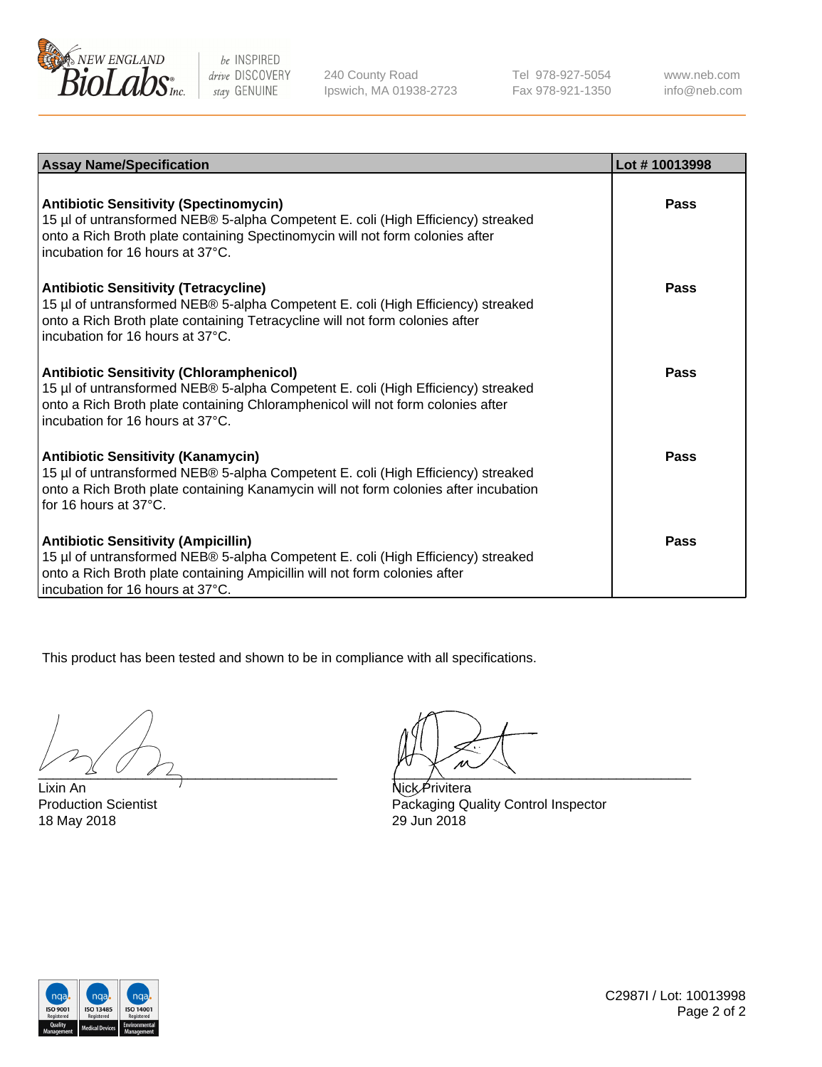| Assay Name/Specification | Lot # 10013998 |
| --- | --- |
| **Antibiotic Sensitivity (Spectinomycin)**<br>15 µl of untransformed NEB® 5-alpha Competent E. coli (High Efficiency) streaked onto a Rich Broth plate containing Spectinomycin will not form colonies after incubation for 16 hours at 37°C. | **Pass** |
| **Antibiotic Sensitivity (Tetracycline)**<br>15 µl of untransformed NEB® 5-alpha Competent E. coli (High Efficiency) streaked onto a Rich Broth plate containing Tetracycline will not form colonies after incubation for 16 hours at 37°C. | **Pass** |
| **Antibiotic Sensitivity (Chloramphenicol)**<br>15 µl of untransformed NEB® 5-alpha Competent E. coli (High Efficiency) streaked onto a Rich Broth plate containing Chloramphenicol will not form colonies after incubation for 16 hours at 37°C. | **Pass** |
| **Antibiotic Sensitivity (Kanamycin)**<br>15 µl of untransformed NEB® 5-alpha Competent E. coli (High Efficiency) streaked onto a Rich Broth plate containing Kanamycin will not form colonies after incubation for 16 hours at 37°C. | **Pass** |
| **Antibiotic Sensitivity (Ampicillin)**<br>15 µl of untransformed NEB® 5-alpha Competent E. coli (High Efficiency) streaked onto a Rich Broth plate containing Ampicillin will not form colonies after incubation for 16 hours at 37°C. | **Pass** |

This product has been tested and shown to be in compliance with all specifications.

Lixin An
Production Scientist
18 May 2018

Nick Privitera
Packaging Quality Control Inspector
29 Jun 2018

C2987I / Lot: 10013998